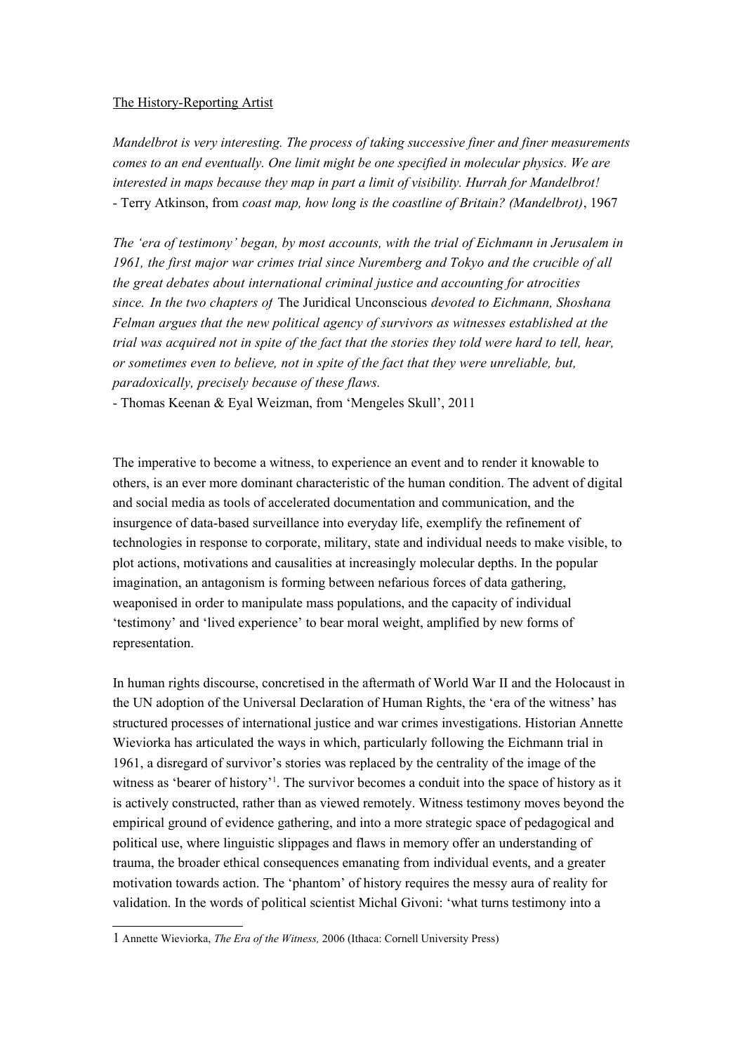The History-Reporting Artist

*Mandelbrot is very interesting. The process of taking successive finer and finer measurements comes to an end eventually. One limit might be one specified in molecular physics. We are interested in maps because they map in part a limit of visibility. Hurrah for Mandelbrot!*
- Terry Atkinson, from *coast map, how long is the coastline of Britain? (Mandelbrot)*, 1967

*The 'era of testimony' began, by most accounts, with the trial of Eichmann in Jerusalem in 1961, the first major war crimes trial since Nuremberg and Tokyo and the crucible of all the great debates about international criminal justice and accounting for atrocities since. In the two chapters of* The Juridical Unconscious *devoted to Eichmann, Shoshana Felman argues that the new political agency of survivors as witnesses established at the trial was acquired not in spite of the fact that the stories they told were hard to tell, hear, or sometimes even to believe, not in spite of the fact that they were unreliable, but, paradoxically, precisely because of these flaws.*
- Thomas Keenan & Eyal Weizman, from 'Mengeles Skull', 2011

The imperative to become a witness, to experience an event and to render it knowable to others, is an ever more dominant characteristic of the human condition. The advent of digital and social media as tools of accelerated documentation and communication, and the insurgence of data-based surveillance into everyday life, exemplify the refinement of technologies in response to corporate, military, state and individual needs to make visible, to plot actions, motivations and causalities at increasingly molecular depths. In the popular imagination, an antagonism is forming between nefarious forces of data gathering, weaponised in order to manipulate mass populations, and the capacity of individual 'testimony' and 'lived experience' to bear moral weight, amplified by new forms of representation.

In human rights discourse, concretised in the aftermath of World War II and the Holocaust in the UN adoption of the Universal Declaration of Human Rights, the 'era of the witness' has structured processes of international justice and war crimes investigations. Historian Annette Wieviorka has articulated the ways in which, particularly following the Eichmann trial in 1961, a disregard of survivor's stories was replaced by the centrality of the image of the witness as 'bearer of history'[1]. The survivor becomes a conduit into the space of history as it is actively constructed, rather than as viewed remotely. Witness testimony moves beyond the empirical ground of evidence gathering, and into a more strategic space of pedagogical and political use, where linguistic slippages and flaws in memory offer an understanding of trauma, the broader ethical consequences emanating from individual events, and a greater motivation towards action. The 'phantom' of history requires the messy aura of reality for validation. In the words of political scientist Michal Givoni: 'what turns testimony into a

[1] Annette Wieviorka, *The Era of the Witness,* 2006 (Ithaca: Cornell University Press)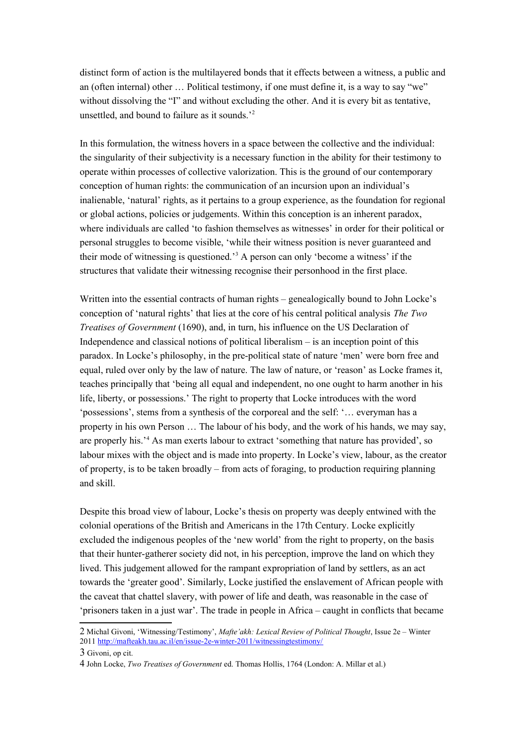distinct form of action is the multilayered bonds that it effects between a witness, a public and an (often internal) other … Political testimony, if one must define it, is a way to say "we" without dissolving the "I" and without excluding the other. And it is every bit as tentative, unsettled, and bound to failure as it sounds.'[2]

In this formulation, the witness hovers in a space between the collective and the individual: the singularity of their subjectivity is a necessary function in the ability for their testimony to operate within processes of collective valorization. This is the ground of our contemporary conception of human rights: the communication of an incursion upon an individual's inalienable, 'natural' rights, as it pertains to a group experience, as the foundation for regional or global actions, policies or judgements. Within this conception is an inherent paradox, where individuals are called 'to fashion themselves as witnesses' in order for their political or personal struggles to become visible, 'while their witness position is never guaranteed and their mode of witnessing is questioned.'[3] A person can only 'become a witness' if the structures that validate their witnessing recognise their personhood in the first place.

Written into the essential contracts of human rights – genealogically bound to John Locke's conception of 'natural rights' that lies at the core of his central political analysis *The Two Treatises of Government* (1690), and, in turn, his influence on the US Declaration of Independence and classical notions of political liberalism – is an inception point of this paradox. In Locke's philosophy, in the pre-political state of nature 'men' were born free and equal, ruled over only by the law of nature. The law of nature, or 'reason' as Locke frames it, teaches principally that 'being all equal and independent, no one ought to harm another in his life, liberty, or possessions.' The right to property that Locke introduces with the word 'possessions', stems from a synthesis of the corporeal and the self: '… everyman has a property in his own Person … The labour of his body, and the work of his hands, we may say, are properly his.'[4] As man exerts labour to extract 'something that nature has provided', so labour mixes with the object and is made into property. In Locke's view, labour, as the creator of property, is to be taken broadly – from acts of foraging, to production requiring planning and skill.

Despite this broad view of labour, Locke's thesis on property was deeply entwined with the colonial operations of the British and Americans in the 17th Century. Locke explicitly excluded the indigenous peoples of the 'new world' from the right to property, on the basis that their hunter-gatherer society did not, in his perception, improve the land on which they lived. This judgement allowed for the rampant expropriation of land by settlers, as an act towards the 'greater good'. Similarly, Locke justified the enslavement of African people with the caveat that chattel slavery, with power of life and death, was reasonable in the case of 'prisoners taken in a just war'. The trade in people in Africa – caught in conflicts that became

---

2 Michal Givoni, 'Witnessing/Testimony', *Mafte'akh: Lexical Review of Political Thought*, Issue 2e – Winter 2011 http://mafteakh.tau.ac.il/en/issue-2e-winter-2011/witnessingtestimony/

3 Givoni, op cit.

4 John Locke, *Two Treatises of Government* ed. Thomas Hollis, 1764 (London: A. Millar et al.)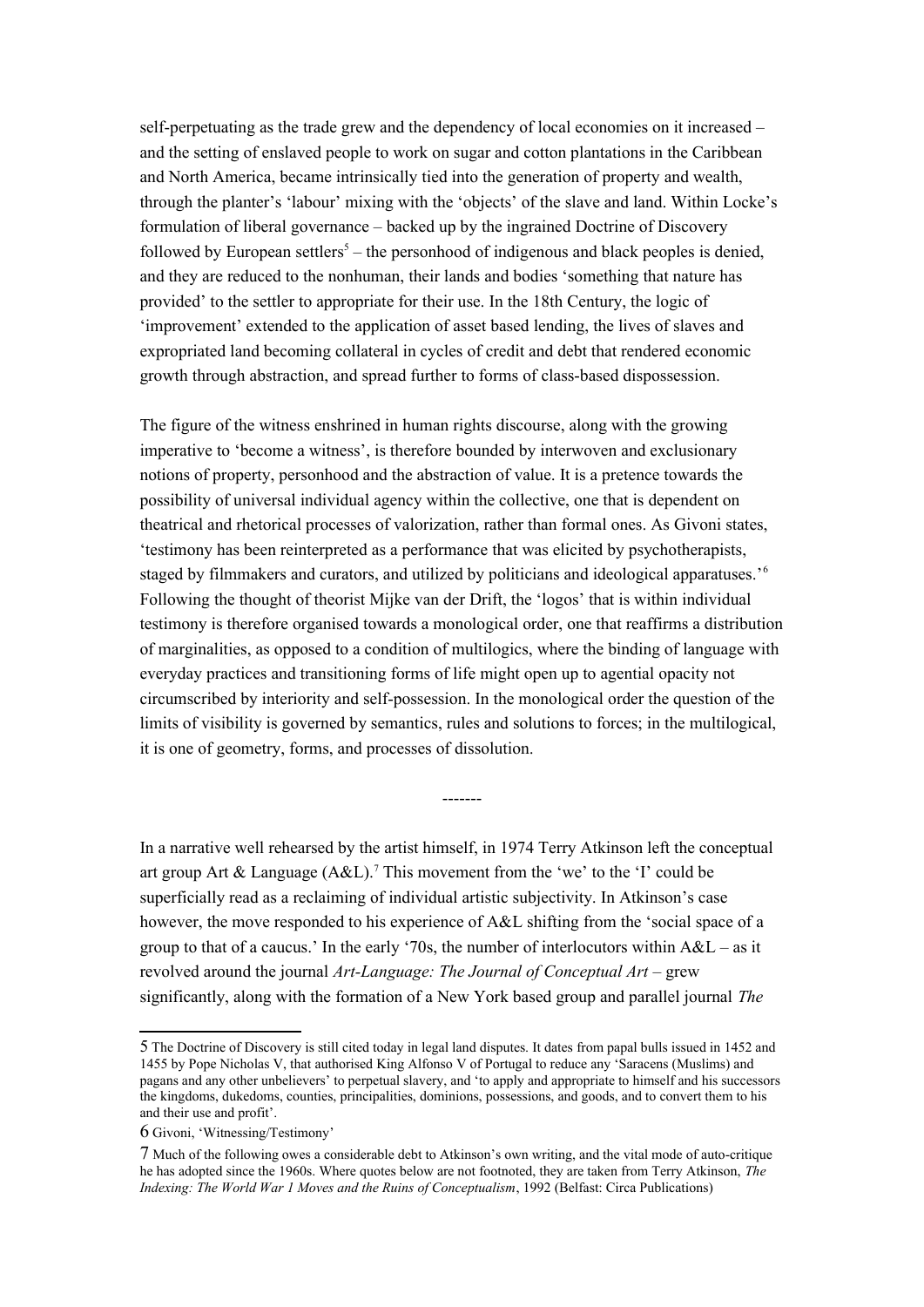self-perpetuating as the trade grew and the dependency of local economies on it increased – and the setting of enslaved people to work on sugar and cotton plantations in the Caribbean and North America, became intrinsically tied into the generation of property and wealth, through the planter's 'labour' mixing with the 'objects' of the slave and land. Within Locke's formulation of liberal governance – backed up by the ingrained Doctrine of Discovery followed by European settlers[5] – the personhood of indigenous and black peoples is denied, and they are reduced to the nonhuman, their lands and bodies 'something that nature has provided' to the settler to appropriate for their use. In the 18th Century, the logic of 'improvement' extended to the application of asset based lending, the lives of slaves and expropriated land becoming collateral in cycles of credit and debt that rendered economic growth through abstraction, and spread further to forms of class-based dispossession.

The figure of the witness enshrined in human rights discourse, along with the growing imperative to 'become a witness', is therefore bounded by interwoven and exclusionary notions of property, personhood and the abstraction of value. It is a pretence towards the possibility of universal individual agency within the collective, one that is dependent on theatrical and rhetorical processes of valorization, rather than formal ones. As Givoni states, 'testimony has been reinterpreted as a performance that was elicited by psychotherapists, staged by filmmakers and curators, and utilized by politicians and ideological apparatuses.'[6] Following the thought of theorist Mijke van der Drift, the 'logos' that is within individual testimony is therefore organised towards a monological order, one that reaffirms a distribution of marginalities, as opposed to a condition of multilogics, where the binding of language with everyday practices and transitioning forms of life might open up to agential opacity not circumscribed by interiority and self-possession. In the monological order the question of the limits of visibility is governed by semantics, rules and solutions to forces; in the multilogical, it is one of geometry, forms, and processes of dissolution.

-------

In a narrative well rehearsed by the artist himself, in 1974 Terry Atkinson left the conceptual art group Art & Language (A&L).[7] This movement from the 'we' to the 'I' could be superficially read as a reclaiming of individual artistic subjectivity. In Atkinson's case however, the move responded to his experience of A&L shifting from the 'social space of a group to that of a caucus.' In the early '70s, the number of interlocutors within A&L – as it revolved around the journal *Art-Language: The Journal of Conceptual Art* – grew significantly, along with the formation of a New York based group and parallel journal *The*

---

5 The Doctrine of Discovery is still cited today in legal land disputes. It dates from papal bulls issued in 1452 and 1455 by Pope Nicholas V, that authorised King Alfonso V of Portugal to reduce any 'Saracens (Muslims) and pagans and any other unbelievers' to perpetual slavery, and 'to apply and appropriate to himself and his successors the kingdoms, dukedoms, counties, principalities, dominions, possessions, and goods, and to convert them to his and their use and profit'.

6 Givoni, 'Witnessing/Testimony'

7 Much of the following owes a considerable debt to Atkinson's own writing, and the vital mode of auto-critique he has adopted since the 1960s. Where quotes below are not footnoted, they are taken from Terry Atkinson, *The Indexing: The World War 1 Moves and the Ruins of Conceptualism*, 1992 (Belfast: Circa Publications)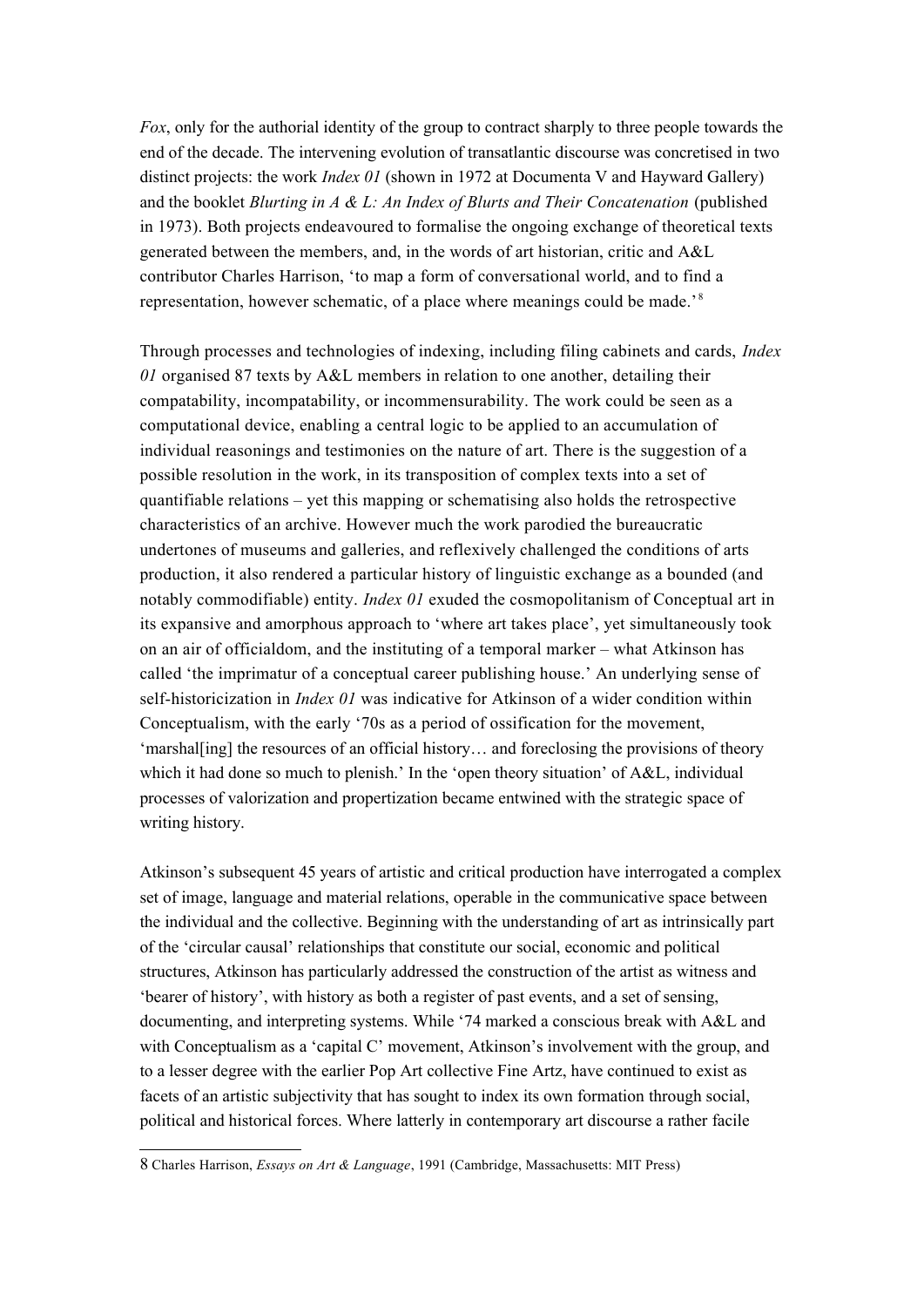*Fox*, only for the authorial identity of the group to contract sharply to three people towards the end of the decade. The intervening evolution of transatlantic discourse was concretised in two distinct projects: the work *Index 01* (shown in 1972 at Documenta V and Hayward Gallery) and the booklet *Blurting in A & L: An Index of Blurts and Their Concatenation* (published in 1973). Both projects endeavoured to formalise the ongoing exchange of theoretical texts generated between the members, and, in the words of art historian, critic and A&L contributor Charles Harrison, 'to map a form of conversational world, and to find a representation, however schematic, of a place where meanings could be made.'[8]

Through processes and technologies of indexing, including filing cabinets and cards, *Index 01* organised 87 texts by A&L members in relation to one another, detailing their compatability, incompatability, or incommensurability. The work could be seen as a computational device, enabling a central logic to be applied to an accumulation of individual reasonings and testimonies on the nature of art. There is the suggestion of a possible resolution in the work, in its transposition of complex texts into a set of quantifiable relations – yet this mapping or schematising also holds the retrospective characteristics of an archive. However much the work parodied the bureaucratic undertones of museums and galleries, and reflexively challenged the conditions of arts production, it also rendered a particular history of linguistic exchange as a bounded (and notably commodifiable) entity. *Index 01* exuded the cosmopolitanism of Conceptual art in its expansive and amorphous approach to 'where art takes place', yet simultaneously took on an air of officialdom, and the instituting of a temporal marker – what Atkinson has called 'the imprimatur of a conceptual career publishing house.' An underlying sense of self-historicization in *Index 01* was indicative for Atkinson of a wider condition within Conceptualism, with the early '70s as a period of ossification for the movement, 'marshal[ing] the resources of an official history… and foreclosing the provisions of theory which it had done so much to plenish.' In the 'open theory situation' of A&L, individual processes of valorization and propertization became entwined with the strategic space of writing history.

Atkinson's subsequent 45 years of artistic and critical production have interrogated a complex set of image, language and material relations, operable in the communicative space between the individual and the collective. Beginning with the understanding of art as intrinsically part of the 'circular causal' relationships that constitute our social, economic and political structures, Atkinson has particularly addressed the construction of the artist as witness and 'bearer of history', with history as both a register of past events, and a set of sensing, documenting, and interpreting systems. While '74 marked a conscious break with A&L and with Conceptualism as a 'capital C' movement, Atkinson's involvement with the group, and to a lesser degree with the earlier Pop Art collective Fine Artz, have continued to exist as facets of an artistic subjectivity that has sought to index its own formation through social, political and historical forces. Where latterly in contemporary art discourse a rather facile

---

8 Charles Harrison, *Essays on Art & Language*, 1991 (Cambridge, Massachusetts: MIT Press)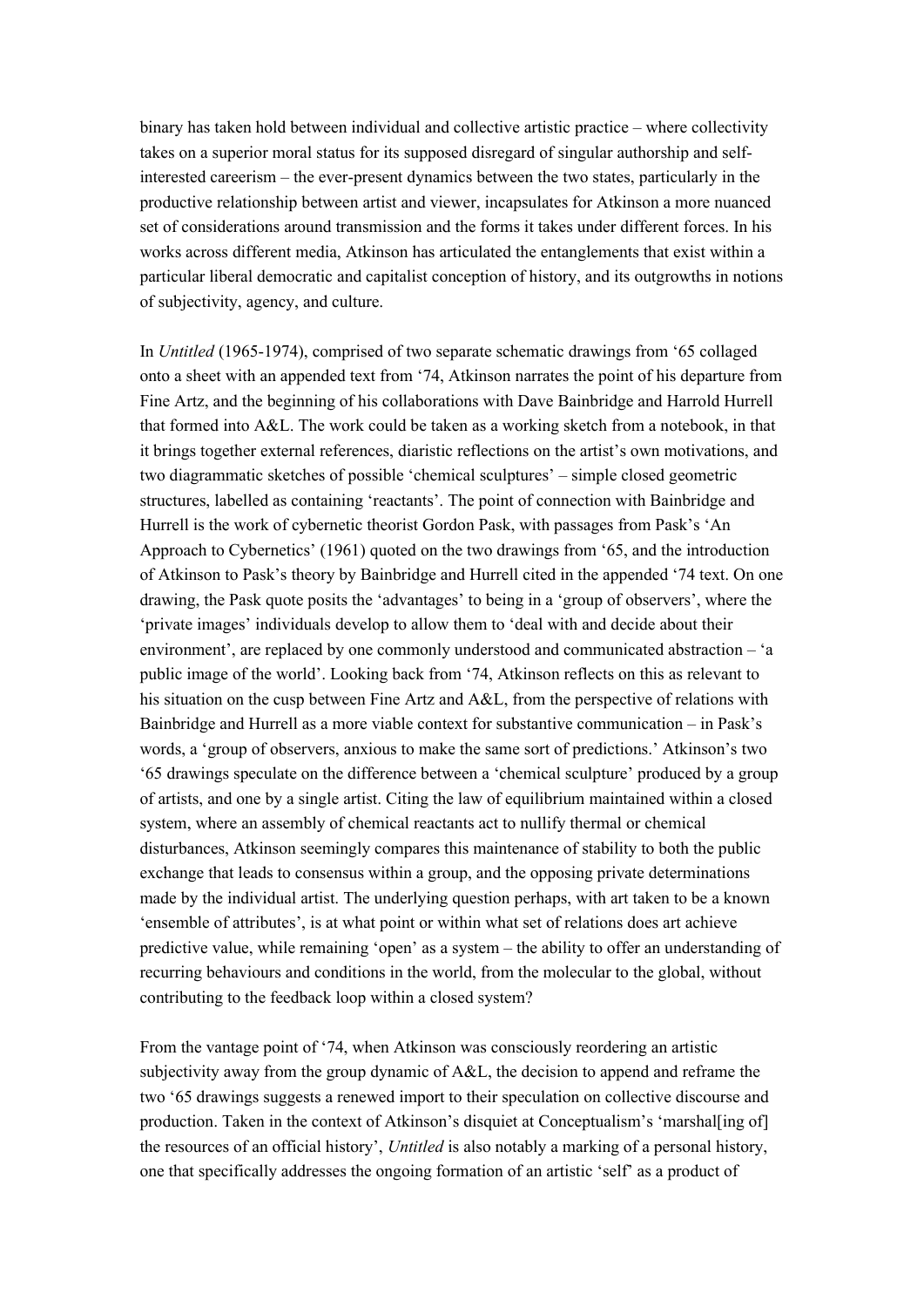binary has taken hold between individual and collective artistic practice – where collectivity takes on a superior moral status for its supposed disregard of singular authorship and self-interested careerism – the ever-present dynamics between the two states, particularly in the productive relationship between artist and viewer, incapsulates for Atkinson a more nuanced set of considerations around transmission and the forms it takes under different forces. In his works across different media, Atkinson has articulated the entanglements that exist within a particular liberal democratic and capitalist conception of history, and its outgrowths in notions of subjectivity, agency, and culture.

In *Untitled* (1965-1974), comprised of two separate schematic drawings from '65 collaged onto a sheet with an appended text from '74, Atkinson narrates the point of his departure from Fine Artz, and the beginning of his collaborations with Dave Bainbridge and Harrold Hurrell that formed into A&L. The work could be taken as a working sketch from a notebook, in that it brings together external references, diaristic reflections on the artist's own motivations, and two diagrammatic sketches of possible 'chemical sculptures' – simple closed geometric structures, labelled as containing 'reactants'. The point of connection with Bainbridge and Hurrell is the work of cybernetic theorist Gordon Pask, with passages from Pask's 'An Approach to Cybernetics' (1961) quoted on the two drawings from '65, and the introduction of Atkinson to Pask's theory by Bainbridge and Hurrell cited in the appended '74 text. On one drawing, the Pask quote posits the 'advantages' to being in a 'group of observers', where the 'private images' individuals develop to allow them to 'deal with and decide about their environment', are replaced by one commonly understood and communicated abstraction – 'a public image of the world'. Looking back from '74, Atkinson reflects on this as relevant to his situation on the cusp between Fine Artz and A&L, from the perspective of relations with Bainbridge and Hurrell as a more viable context for substantive communication – in Pask's words, a 'group of observers, anxious to make the same sort of predictions.' Atkinson's two '65 drawings speculate on the difference between a 'chemical sculpture' produced by a group of artists, and one by a single artist. Citing the law of equilibrium maintained within a closed system, where an assembly of chemical reactants act to nullify thermal or chemical disturbances, Atkinson seemingly compares this maintenance of stability to both the public exchange that leads to consensus within a group, and the opposing private determinations made by the individual artist. The underlying question perhaps, with art taken to be a known 'ensemble of attributes', is at what point or within what set of relations does art achieve predictive value, while remaining 'open' as a system – the ability to offer an understanding of recurring behaviours and conditions in the world, from the molecular to the global, without contributing to the feedback loop within a closed system?

From the vantage point of '74, when Atkinson was consciously reordering an artistic subjectivity away from the group dynamic of A&L, the decision to append and reframe the two '65 drawings suggests a renewed import to their speculation on collective discourse and production. Taken in the context of Atkinson's disquiet at Conceptualism's 'marshal[ing of] the resources of an official history', *Untitled* is also notably a marking of a personal history, one that specifically addresses the ongoing formation of an artistic 'self' as a product of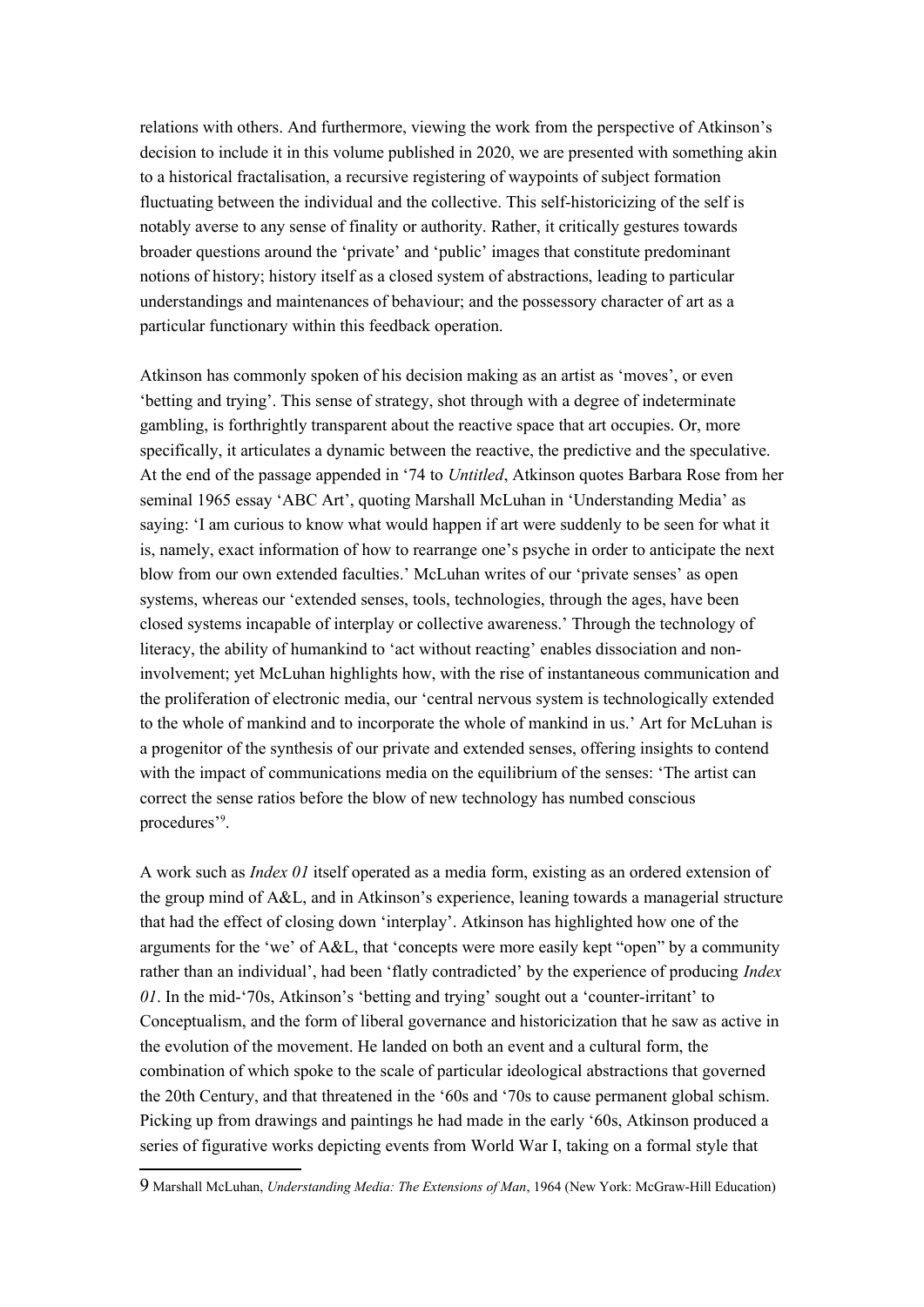relations with others. And furthermore, viewing the work from the perspective of Atkinson's decision to include it in this volume published in 2020, we are presented with something akin to a historical fractalisation, a recursive registering of waypoints of subject formation fluctuating between the individual and the collective. This self-historicizing of the self is notably averse to any sense of finality or authority. Rather, it critically gestures towards broader questions around the 'private' and 'public' images that constitute predominant notions of history; history itself as a closed system of abstractions, leading to particular understandings and maintenances of behaviour; and the possessory character of art as a particular functionary within this feedback operation.

Atkinson has commonly spoken of his decision making as an artist as 'moves', or even 'betting and trying'. This sense of strategy, shot through with a degree of indeterminate gambling, is forthrightly transparent about the reactive space that art occupies. Or, more specifically, it articulates a dynamic between the reactive, the predictive and the speculative. At the end of the passage appended in '74 to *Untitled*, Atkinson quotes Barbara Rose from her seminal 1965 essay 'ABC Art', quoting Marshall McLuhan in 'Understanding Media' as saying: 'I am curious to know what would happen if art were suddenly to be seen for what it is, namely, exact information of how to rearrange one's psyche in order to anticipate the next blow from our own extended faculties.' McLuhan writes of our 'private senses' as open systems, whereas our 'extended senses, tools, technologies, through the ages, have been closed systems incapable of interplay or collective awareness.' Through the technology of literacy, the ability of humankind to 'act without reacting' enables dissociation and non-involvement; yet McLuhan highlights how, with the rise of instantaneous communication and the proliferation of electronic media, our 'central nervous system is technologically extended to the whole of mankind and to incorporate the whole of mankind in us.' Art for McLuhan is a progenitor of the synthesis of our private and extended senses, offering insights to contend with the impact of communications media on the equilibrium of the senses: 'The artist can correct the sense ratios before the blow of new technology has numbed conscious procedures'[9].

A work such as *Index 01* itself operated as a media form, existing as an ordered extension of the group mind of A&L, and in Atkinson's experience, leaning towards a managerial structure that had the effect of closing down 'interplay'. Atkinson has highlighted how one of the arguments for the 'we' of A&L, that 'concepts were more easily kept "open" by a community rather than an individual', had been 'flatly contradicted' by the experience of producing *Index 01*. In the mid-'70s, Atkinson's 'betting and trying' sought out a 'counter-irritant' to Conceptualism, and the form of liberal governance and historicization that he saw as active in the evolution of the movement. He landed on both an event and a cultural form, the combination of which spoke to the scale of particular ideological abstractions that governed the 20th Century, and that threatened in the '60s and '70s to cause permanent global schism. Picking up from drawings and paintings he had made in the early '60s, Atkinson produced a series of figurative works depicting events from World War I, taking on a formal style that

---

9 Marshall McLuhan, *Understanding Media: The Extensions of Man*, 1964 (New York: McGraw-Hill Education)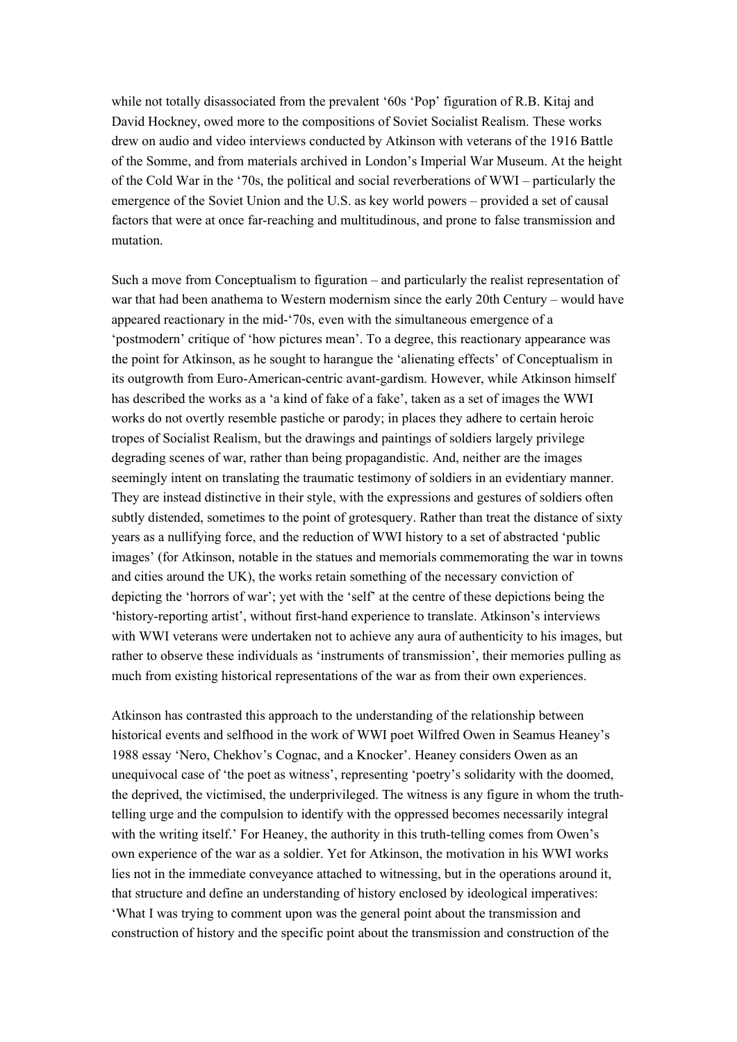while not totally disassociated from the prevalent '60s 'Pop' figuration of R.B. Kitaj and David Hockney, owed more to the compositions of Soviet Socialist Realism. These works drew on audio and video interviews conducted by Atkinson with veterans of the 1916 Battle of the Somme, and from materials archived in London's Imperial War Museum. At the height of the Cold War in the '70s, the political and social reverberations of WWI – particularly the emergence of the Soviet Union and the U.S. as key world powers – provided a set of causal factors that were at once far-reaching and multitudinous, and prone to false transmission and mutation.

Such a move from Conceptualism to figuration – and particularly the realist representation of war that had been anathema to Western modernism since the early 20th Century – would have appeared reactionary in the mid-'70s, even with the simultaneous emergence of a 'postmodern' critique of 'how pictures mean'. To a degree, this reactionary appearance was the point for Atkinson, as he sought to harangue the 'alienating effects' of Conceptualism in its outgrowth from Euro-American-centric avant-gardism. However, while Atkinson himself has described the works as a 'a kind of fake of a fake', taken as a set of images the WWI works do not overtly resemble pastiche or parody; in places they adhere to certain heroic tropes of Socialist Realism, but the drawings and paintings of soldiers largely privilege degrading scenes of war, rather than being propagandistic. And, neither are the images seemingly intent on translating the traumatic testimony of soldiers in an evidentiary manner. They are instead distinctive in their style, with the expressions and gestures of soldiers often subtly distended, sometimes to the point of grotesquery. Rather than treat the distance of sixty years as a nullifying force, and the reduction of WWI history to a set of abstracted 'public images' (for Atkinson, notable in the statues and memorials commemorating the war in towns and cities around the UK), the works retain something of the necessary conviction of depicting the 'horrors of war'; yet with the 'self' at the centre of these depictions being the 'history-reporting artist', without first-hand experience to translate. Atkinson's interviews with WWI veterans were undertaken not to achieve any aura of authenticity to his images, but rather to observe these individuals as 'instruments of transmission', their memories pulling as much from existing historical representations of the war as from their own experiences.

Atkinson has contrasted this approach to the understanding of the relationship between historical events and selfhood in the work of WWI poet Wilfred Owen in Seamus Heaney's 1988 essay 'Nero, Chekhov's Cognac, and a Knocker'. Heaney considers Owen as an unequivocal case of 'the poet as witness', representing 'poetry's solidarity with the doomed, the deprived, the victimised, the underprivileged. The witness is any figure in whom the truth-telling urge and the compulsion to identify with the oppressed becomes necessarily integral with the writing itself.' For Heaney, the authority in this truth-telling comes from Owen's own experience of the war as a soldier. Yet for Atkinson, the motivation in his WWI works lies not in the immediate conveyance attached to witnessing, but in the operations around it, that structure and define an understanding of history enclosed by ideological imperatives: 'What I was trying to comment upon was the general point about the transmission and construction of history and the specific point about the transmission and construction of the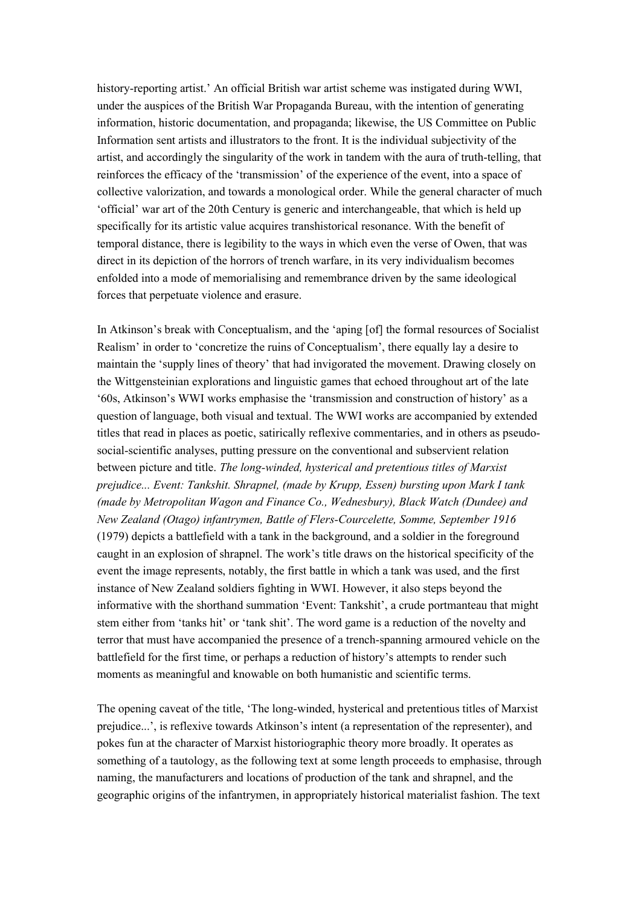history-reporting artist.' An official British war artist scheme was instigated during WWI, under the auspices of the British War Propaganda Bureau, with the intention of generating information, historic documentation, and propaganda; likewise, the US Committee on Public Information sent artists and illustrators to the front. It is the individual subjectivity of the artist, and accordingly the singularity of the work in tandem with the aura of truth-telling, that reinforces the efficacy of the 'transmission' of the experience of the event, into a space of collective valorization, and towards a monological order. While the general character of much 'official' war art of the 20th Century is generic and interchangeable, that which is held up specifically for its artistic value acquires transhistorical resonance. With the benefit of temporal distance, there is legibility to the ways in which even the verse of Owen, that was direct in its depiction of the horrors of trench warfare, in its very individualism becomes enfolded into a mode of memorialising and remembrance driven by the same ideological forces that perpetuate violence and erasure.

In Atkinson's break with Conceptualism, and the 'aping [of] the formal resources of Socialist Realism' in order to 'concretize the ruins of Conceptualism', there equally lay a desire to maintain the 'supply lines of theory' that had invigorated the movement. Drawing closely on the Wittgensteinian explorations and linguistic games that echoed throughout art of the late '60s, Atkinson's WWI works emphasise the 'transmission and construction of history' as a question of language, both visual and textual. The WWI works are accompanied by extended titles that read in places as poetic, satirically reflexive commentaries, and in others as pseudo-social-scientific analyses, putting pressure on the conventional and subservient relation between picture and title. *The long-winded, hysterical and pretentious titles of Marxist prejudice... Event: Tankshit. Shrapnel, (made by Krupp, Essen) bursting upon Mark I tank (made by Metropolitan Wagon and Finance Co., Wednesbury), Black Watch (Dundee) and New Zealand (Otago) infantrymen, Battle of Flers-Courcelette, Somme, September 1916* (1979) depicts a battlefield with a tank in the background, and a soldier in the foreground caught in an explosion of shrapnel. The work's title draws on the historical specificity of the event the image represents, notably, the first battle in which a tank was used, and the first instance of New Zealand soldiers fighting in WWI. However, it also steps beyond the informative with the shorthand summation 'Event: Tankshit', a crude portmanteau that might stem either from 'tanks hit' or 'tank shit'. The word game is a reduction of the novelty and terror that must have accompanied the presence of a trench-spanning armoured vehicle on the battlefield for the first time, or perhaps a reduction of history's attempts to render such moments as meaningful and knowable on both humanistic and scientific terms.

The opening caveat of the title, 'The long-winded, hysterical and pretentious titles of Marxist prejudice...', is reflexive towards Atkinson's intent (a representation of the representer), and pokes fun at the character of Marxist historiographic theory more broadly. It operates as something of a tautology, as the following text at some length proceeds to emphasise, through naming, the manufacturers and locations of production of the tank and shrapnel, and the geographic origins of the infantrymen, in appropriately historical materialist fashion. The text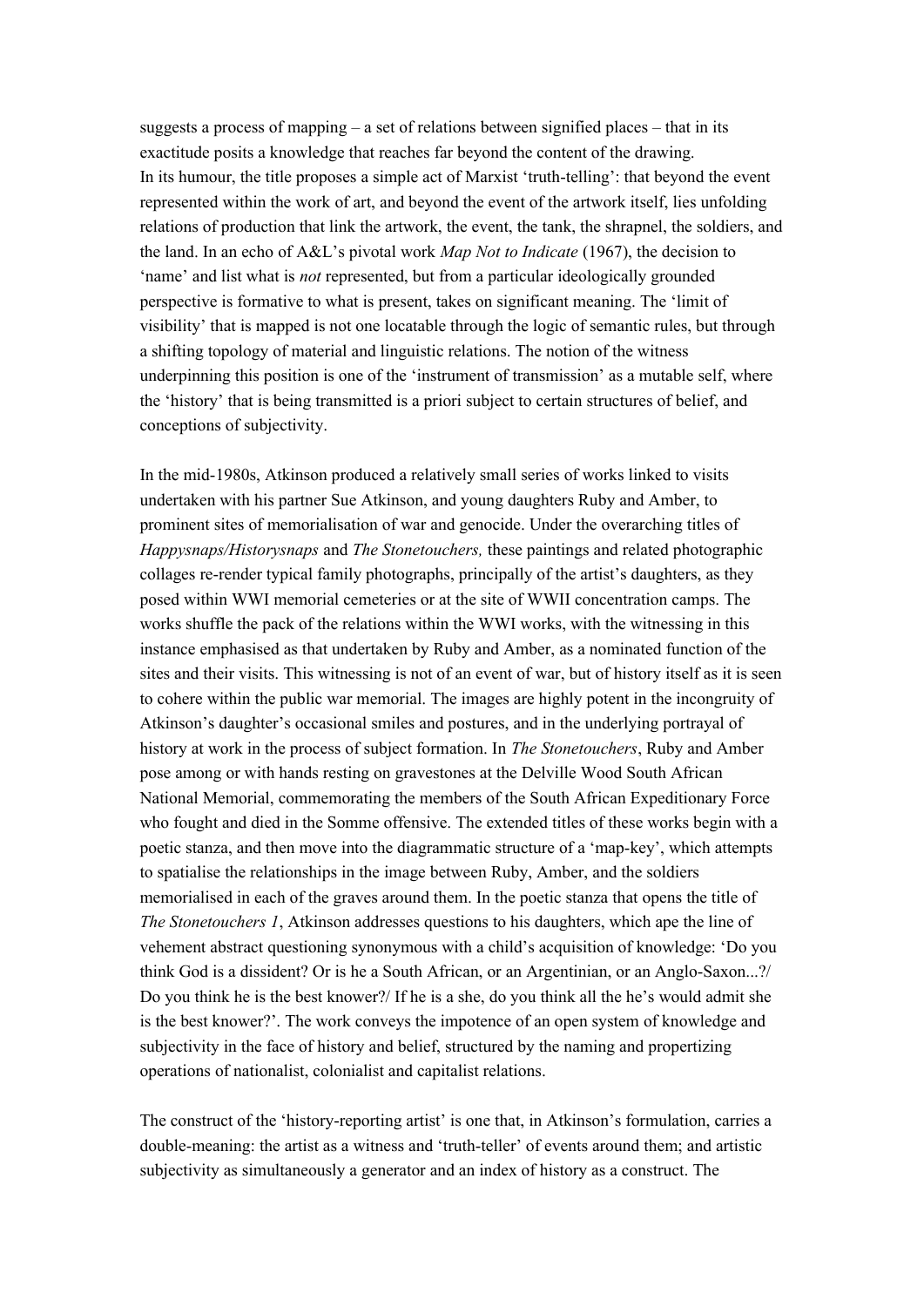suggests a process of mapping – a set of relations between signified places – that in its exactitude posits a knowledge that reaches far beyond the content of the drawing.
In its humour, the title proposes a simple act of Marxist 'truth-telling': that beyond the event represented within the work of art, and beyond the event of the artwork itself, lies unfolding relations of production that link the artwork, the event, the tank, the shrapnel, the soldiers, and the land. In an echo of A&L's pivotal work *Map Not to Indicate* (1967), the decision to 'name' and list what is *not* represented, but from a particular ideologically grounded perspective is formative to what is present, takes on significant meaning. The 'limit of visibility' that is mapped is not one locatable through the logic of semantic rules, but through a shifting topology of material and linguistic relations. The notion of the witness underpinning this position is one of the 'instrument of transmission' as a mutable self, where the 'history' that is being transmitted is a priori subject to certain structures of belief, and conceptions of subjectivity.

In the mid-1980s, Atkinson produced a relatively small series of works linked to visits undertaken with his partner Sue Atkinson, and young daughters Ruby and Amber, to prominent sites of memorialisation of war and genocide. Under the overarching titles of *Happysnaps/Historysnaps* and *The Stonetouchers,* these paintings and related photographic collages re-render typical family photographs, principally of the artist's daughters, as they posed within WWI memorial cemeteries or at the site of WWII concentration camps. The works shuffle the pack of the relations within the WWI works, with the witnessing in this instance emphasised as that undertaken by Ruby and Amber, as a nominated function of the sites and their visits. This witnessing is not of an event of war, but of history itself as it is seen to cohere within the public war memorial. The images are highly potent in the incongruity of Atkinson's daughter's occasional smiles and postures, and in the underlying portrayal of history at work in the process of subject formation. In *The Stonetouchers*, Ruby and Amber pose among or with hands resting on gravestones at the Delville Wood South African National Memorial, commemorating the members of the South African Expeditionary Force who fought and died in the Somme offensive. The extended titles of these works begin with a poetic stanza, and then move into the diagrammatic structure of a 'map-key', which attempts to spatialise the relationships in the image between Ruby, Amber, and the soldiers memorialised in each of the graves around them. In the poetic stanza that opens the title of *The Stonetouchers 1*, Atkinson addresses questions to his daughters, which ape the line of vehement abstract questioning synonymous with a child's acquisition of knowledge: 'Do you think God is a dissident? Or is he a South African, or an Argentinian, or an Anglo-Saxon...?/ Do you think he is the best knower?/ If he is a she, do you think all the he's would admit she is the best knower?'. The work conveys the impotence of an open system of knowledge and subjectivity in the face of history and belief, structured by the naming and propertizing operations of nationalist, colonialist and capitalist relations.

The construct of the 'history-reporting artist' is one that, in Atkinson's formulation, carries a double-meaning: the artist as a witness and 'truth-teller' of events around them; and artistic subjectivity as simultaneously a generator and an index of history as a construct. The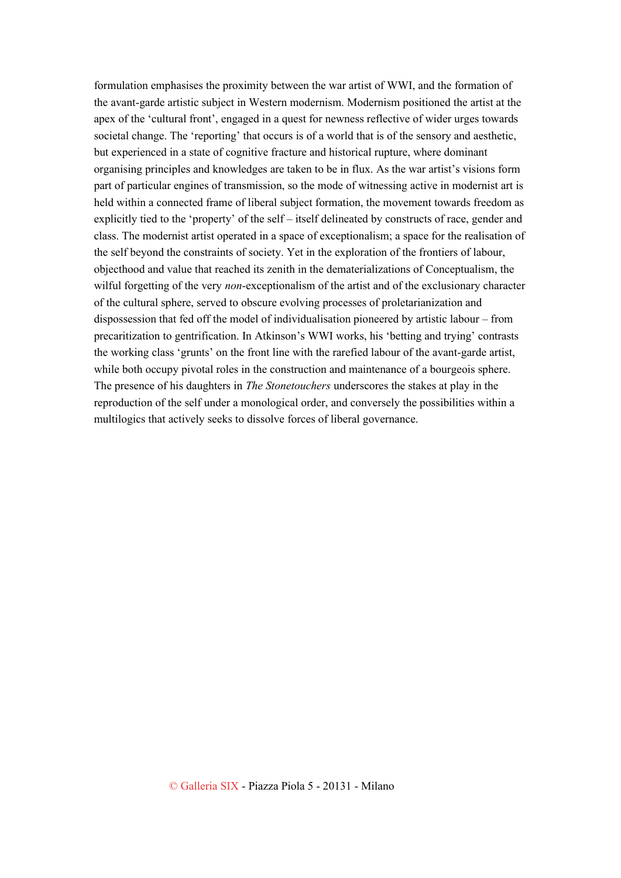formulation emphasises the proximity between the war artist of WWI, and the formation of the avant-garde artistic subject in Western modernism. Modernism positioned the artist at the apex of the 'cultural front', engaged in a quest for newness reflective of wider urges towards societal change. The 'reporting' that occurs is of a world that is of the sensory and aesthetic, but experienced in a state of cognitive fracture and historical rupture, where dominant organising principles and knowledges are taken to be in flux. As the war artist's visions form part of particular engines of transmission, so the mode of witnessing active in modernist art is held within a connected frame of liberal subject formation, the movement towards freedom as explicitly tied to the 'property' of the self – itself delineated by constructs of race, gender and class. The modernist artist operated in a space of exceptionalism; a space for the realisation of the self beyond the constraints of society. Yet in the exploration of the frontiers of labour, objecthood and value that reached its zenith in the dematerializations of Conceptualism, the wilful forgetting of the very *non*-exceptionalism of the artist and of the exclusionary character of the cultural sphere, served to obscure evolving processes of proletarianization and dispossession that fed off the model of individualisation pioneered by artistic labour – from precaritization to gentrification. In Atkinson's WWI works, his 'betting and trying' contrasts the working class 'grunts' on the front line with the rarefied labour of the avant-garde artist, while both occupy pivotal roles in the construction and maintenance of a bourgeois sphere. The presence of his daughters in *The Stonetouchers* underscores the stakes at play in the reproduction of the self under a monological order, and conversely the possibilities within a multilogics that actively seeks to dissolve forces of liberal governance.